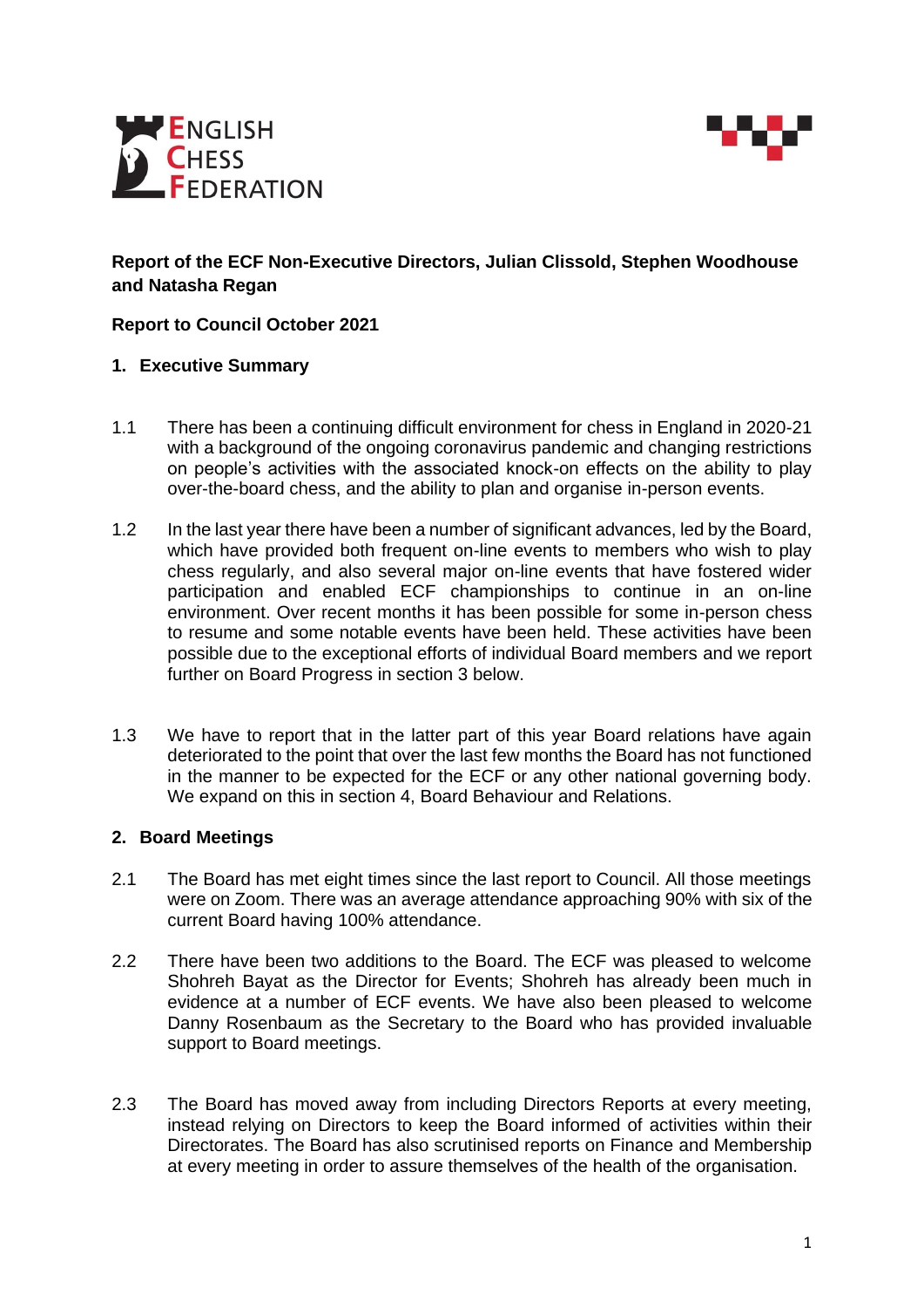**Report of the ECF Non-Executive Directors, Julian Clissold, Stephen Woodhouse and Natasha Regan**

**Report to Council October 2021**

## 1. Executive Summary

1.1 There has been a continuing difficult environment for chess in England in 2020-21 with a background of the ongoing coronavirus pandemic and changing restrictions on people's activities with the associated knock-on effects on the ability to play over-the-board chess, and the ability to plan and organise in-person events.

1.2 In the last year there have been a number of significant advances, led by the Board, which have provided both frequent on-line events to members who wish to play chess regularly, and also several major on-line events that have fostered wider participation and enabled ECF championships to continue in an on-line environment. Over recent months it has been possible for some in-person chess to resume and some notable events have been held. These activities have been possible due to the exceptional efforts of individual Board members and we report further on Board Progress in section 3 below.

1.3 We have to report that in the latter part of this year Board relations have again deteriorated to the point that over the last few months the Board has not functioned in the manner to be expected for the ECF or any other national governing body. We expand on this in section 4, Board Behaviour and Relations.

## 2. Board Meetings

2.1 The Board has met eight times since the last report to Council. All those meetings were on Zoom. There was an average attendance approaching 90% with six of the current Board having 100% attendance.

2.2 There have been two additions to the Board. The ECF was pleased to welcome Shohreh Bayat as the Director for Events; Shohreh has already been much in evidence at a number of ECF events. We have also been pleased to welcome Danny Rosenbaum as the Secretary to the Board who has provided invaluable support to Board meetings.

2.3 The Board has moved away from including Directors Reports at every meeting, instead relying on Directors to keep the Board informed of activities within their Directorates. The Board has also scrutinised reports on Finance and Membership at every meeting in order to assure themselves of the health of the organisation.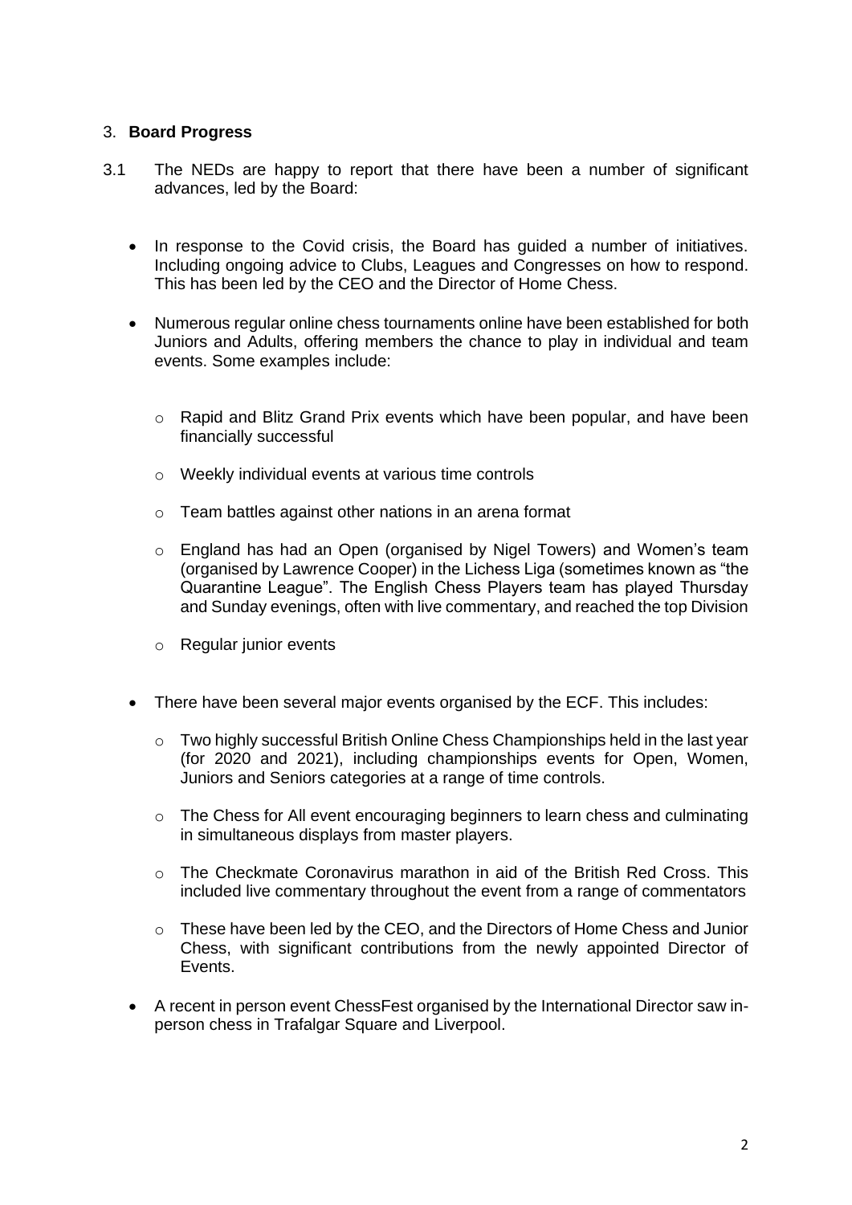## 3. **Board Progress**

3.1 The NEDs are happy to report that there have been a number of significant advances, led by the Board:

- In response to the Covid crisis, the Board has guided a number of initiatives. Including ongoing advice to Clubs, Leagues and Congresses on how to respond. This has been led by the CEO and the Director of Home Chess.
- Numerous regular online chess tournaments online have been established for both Juniors and Adults, offering members the chance to play in individual and team events. Some examples include:
  - Rapid and Blitz Grand Prix events which have been popular, and have been financially successful
  - Weekly individual events at various time controls
  - Team battles against other nations in an arena format
  - England has had an Open (organised by Nigel Towers) and Women's team (organised by Lawrence Cooper) in the Lichess Liga (sometimes known as "the Quarantine League". The English Chess Players team has played Thursday and Sunday evenings, often with live commentary, and reached the top Division
  - Regular junior events
- There have been several major events organised by the ECF. This includes:
  - Two highly successful British Online Chess Championships held in the last year (for 2020 and 2021), including championships events for Open, Women, Juniors and Seniors categories at a range of time controls.
  - The Chess for All event encouraging beginners to learn chess and culminating in simultaneous displays from master players.
  - The Checkmate Coronavirus marathon in aid of the British Red Cross. This included live commentary throughout the event from a range of commentators
  - These have been led by the CEO, and the Directors of Home Chess and Junior Chess, with significant contributions from the newly appointed Director of Events.
- A recent in person event ChessFest organised by the International Director saw in-person chess in Trafalgar Square and Liverpool.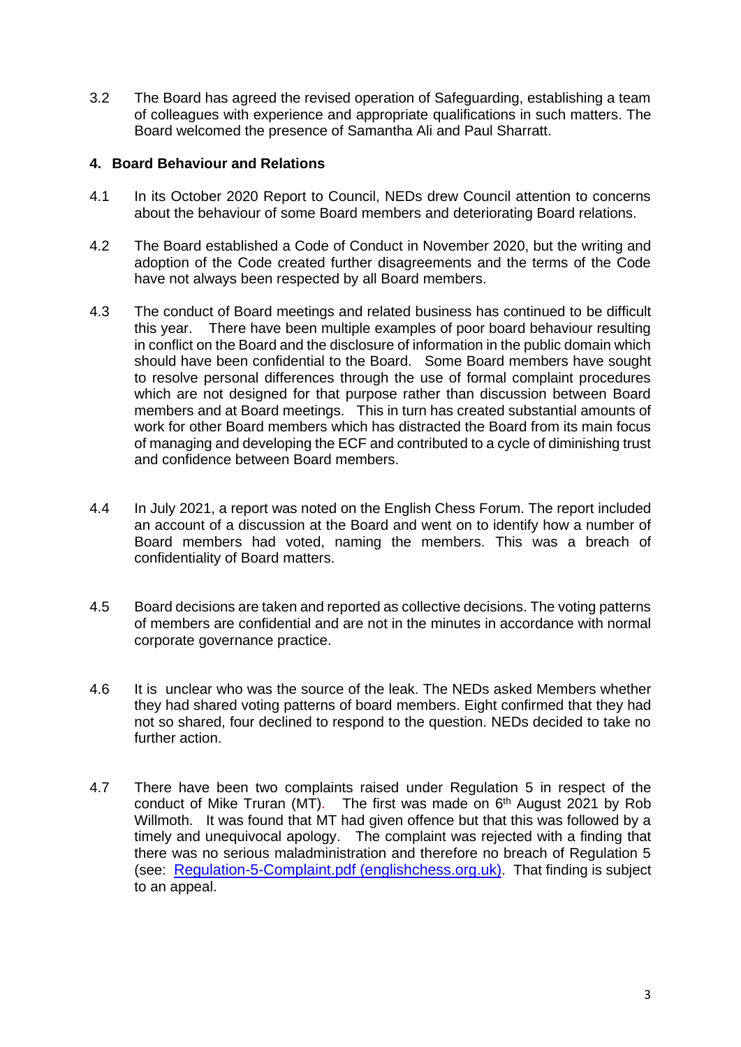3.2 The Board has agreed the revised operation of Safeguarding, establishing a team of colleagues with experience and appropriate qualifications in such matters. The Board welcomed the presence of Samantha Ali and Paul Sharratt.

## 4. Board Behaviour and Relations

4.1 In its October 2020 Report to Council, NEDs drew Council attention to concerns about the behaviour of some Board members and deteriorating Board relations.

4.2 The Board established a Code of Conduct in November 2020, but the writing and adoption of the Code created further disagreements and the terms of the Code have not always been respected by all Board members.

4.3 The conduct of Board meetings and related business has continued to be difficult this year. There have been multiple examples of poor board behaviour resulting in conflict on the Board and the disclosure of information in the public domain which should have been confidential to the Board. Some Board members have sought to resolve personal differences through the use of formal complaint procedures which are not designed for that purpose rather than discussion between Board members and at Board meetings. This in turn has created substantial amounts of work for other Board members which has distracted the Board from its main focus of managing and developing the ECF and contributed to a cycle of diminishing trust and confidence between Board members.

4.4 In July 2021, a report was noted on the English Chess Forum. The report included an account of a discussion at the Board and went on to identify how a number of Board members had voted, naming the members. This was a breach of confidentiality of Board matters.

4.5 Board decisions are taken and reported as collective decisions. The voting patterns of members are confidential and are not in the minutes in accordance with normal corporate governance practice.

4.6 It is unclear who was the source of the leak. The NEDs asked Members whether they had shared voting patterns of board members. Eight confirmed that they had not so shared, four declined to respond to the question. NEDs decided to take no further action.

4.7 There have been two complaints raised under Regulation 5 in respect of the conduct of Mike Truran (MT). The first was made on 6th August 2021 by Rob Willmoth. It was found that MT had given offence but that this was followed by a timely and unequivocal apology. The complaint was rejected with a finding that there was no serious maladministration and therefore no breach of Regulation 5 (see: [Regulation-5-Complaint.pdf (englishchess.org.uk)](Regulation-5-Complaint.pdf (englishchess.org.uk))). That finding is subject to an appeal.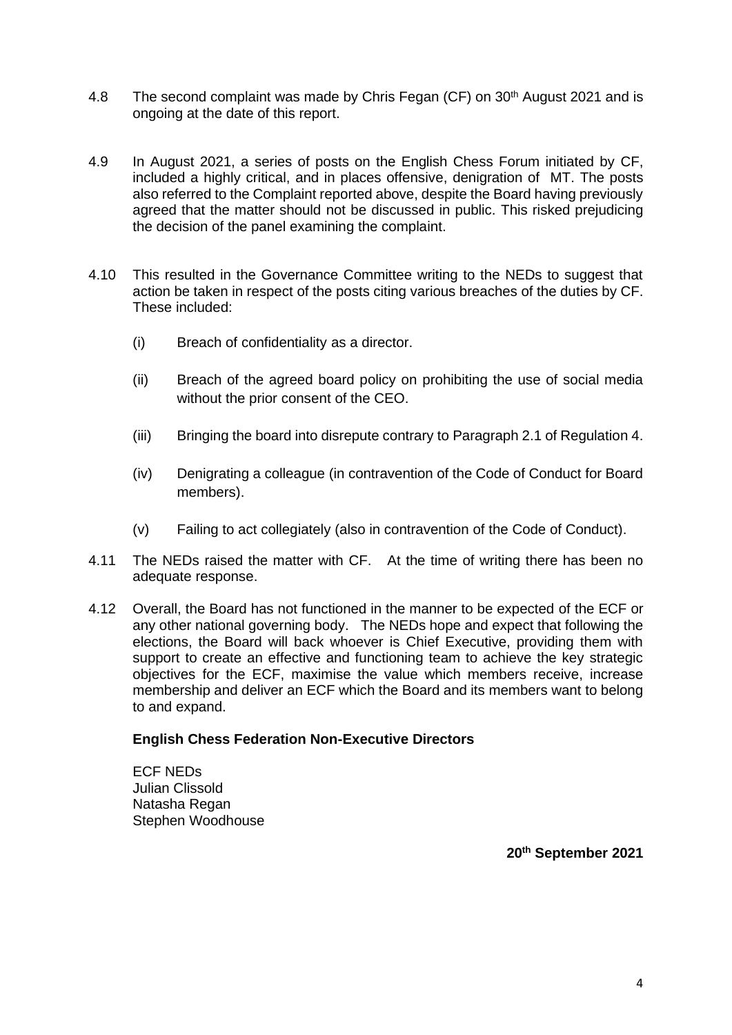4.8 The second complaint was made by Chris Fegan (CF) on 30th August 2021 and is ongoing at the date of this report.

4.9 In August 2021, a series of posts on the English Chess Forum initiated by CF, included a highly critical, and in places offensive, denigration of MT. The posts also referred to the Complaint reported above, despite the Board having previously agreed that the matter should not be discussed in public. This risked prejudicing the decision of the panel examining the complaint.

4.10 This resulted in the Governance Committee writing to the NEDs to suggest that action be taken in respect of the posts citing various breaches of the duties by CF. These included:

(i) Breach of confidentiality as a director.

(ii) Breach of the agreed board policy on prohibiting the use of social media without the prior consent of the CEO.

(iii) Bringing the board into disrepute contrary to Paragraph 2.1 of Regulation 4.

(iv) Denigrating a colleague (in contravention of the Code of Conduct for Board members).

(v) Failing to act collegiately (also in contravention of the Code of Conduct).

4.11 The NEDs raised the matter with CF. At the time of writing there has been no adequate response.

4.12 Overall, the Board has not functioned in the manner to be expected of the ECF or any other national governing body. The NEDs hope and expect that following the elections, the Board will back whoever is Chief Executive, providing them with support to create an effective and functioning team to achieve the key strategic objectives for the ECF, maximise the value which members receive, increase membership and deliver an ECF which the Board and its members want to belong to and expand.

**English Chess Federation Non-Executive Directors**

ECF NEDs
Julian Clissold
Natasha Regan
Stephen Woodhouse

**20th September 2021**